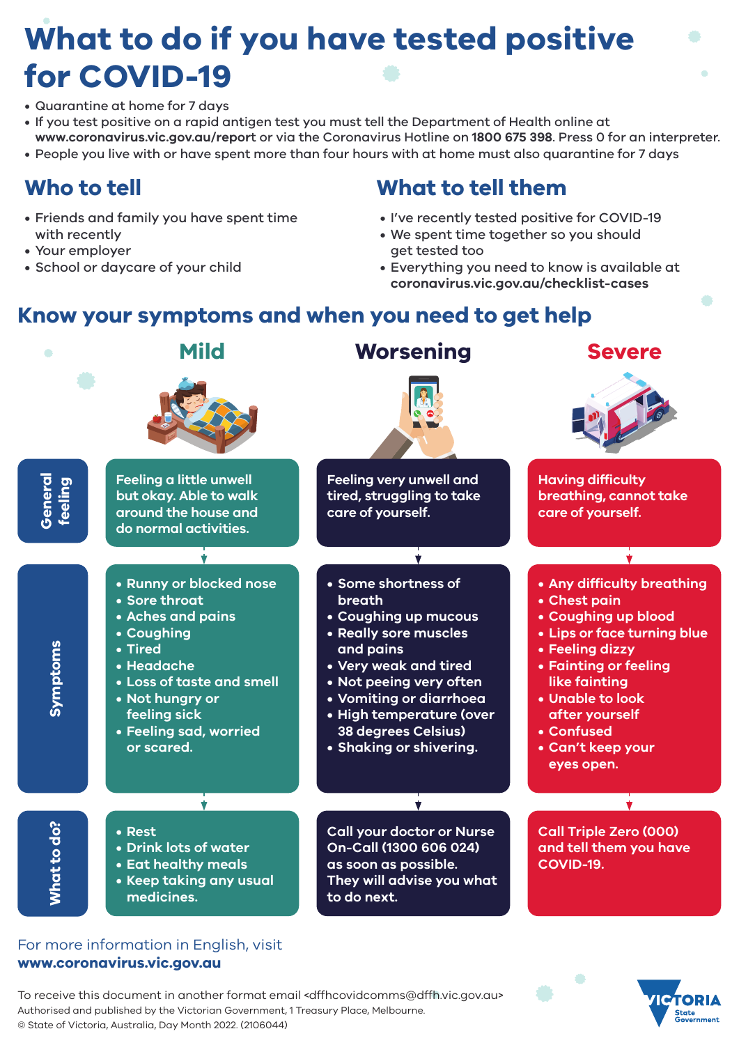# What to do if you have tested positive for COVID-19

- Quarantine at home for 7 days
- If you test positive on a rapid antigen test you must tell the Department of Health online at **www.coronavirus.vic.gov.au/report** or via the Coronavirus Hotline on **1800 675 398**. Press 0 for an interpreter.
- People you live with or have spent more than four hours with at home must also quarantine for 7 days

## Who to tell

- Friends and family you have spent time with recently
- Your employer
- School or daycare of your child

## What to tell them

- I've recently tested positive for COVID-19
- We spent time together so you should get tested too
- Everything you need to know is available at **coronavirus.vic.gov.au/checklist-cases**

## Know your symptoms and when you need to get help

| | Mild | Worsening | Severe |
|---|---|---|---|
| **General feeling** | Feeling a little unwell but okay. Able to walk around the house and do normal activities. | Feeling very unwell and tired, struggling to take care of yourself. | Having difficulty breathing, cannot take care of yourself. |
| **Symptoms** | • Runny or blocked nose<br>• Sore throat<br>• Aches and pains<br>• Coughing<br>• Tired<br>• Headache<br>• Loss of taste and smell<br>• Not hungry or feeling sick<br>• Feeling sad, worried or scared. | • Some shortness of breath<br>• Coughing up mucous<br>• Really sore muscles and pains<br>• Very weak and tired<br>• Not peeing very often<br>• Vomiting or diarrhoea<br>• High temperature (over 38 degrees Celsius)<br>• Shaking or shivering. | • Any difficulty breathing<br>• Chest pain<br>• Coughing up blood<br>• Lips or face turning blue<br>• Feeling dizzy<br>• Fainting or feeling like fainting<br>• Unable to look after yourself<br>• Confused<br>• Can't keep your eyes open. |
| **What to do?** | • Rest<br>• Drink lots of water<br>• Eat healthy meals<br>• Keep taking any usual medicines. | Call your doctor or Nurse On-Call (1300 606 024) as soon as possible. They will advise you what to do next. | Call Triple Zero (000) and tell them you have COVID-19. |

For more information in English, visit **www.coronavirus.vic.gov.au**

To receive this document in another format email <dffhcovidcomms@dffh.vic.gov.au>
Authorised and published by the Victorian Government, 1 Treasury Place, Melbourne.
© State of Victoria, Australia, Day Month 2022. (2106044)

VICTORIA State Government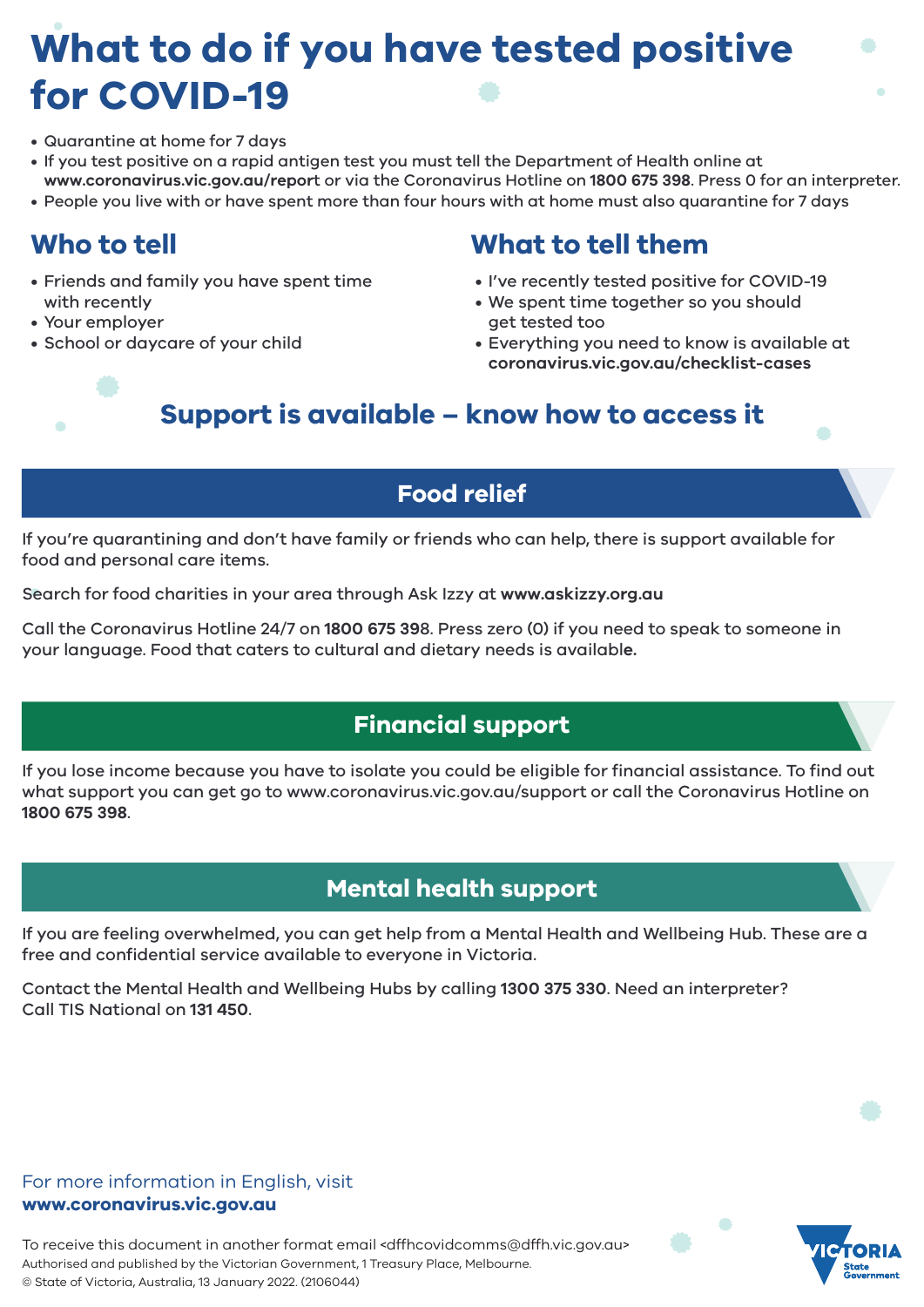# What to do if you have tested positive for COVID-19

- Quarantine at home for 7 days
- If you test positive on a rapid antigen test you must tell the Department of Health online at **www.coronavirus.vic.gov.au/report** or via the Coronavirus Hotline on **1800 675 398**. Press 0 for an interpreter.
- People you live with or have spent more than four hours with at home must also quarantine for 7 days

## Who to tell

- Friends and family you have spent time with recently
- Your employer
- School or daycare of your child

## What to tell them

- I've recently tested positive for COVID-19
- We spent time together so you should get tested too
- Everything you need to know is available at **coronavirus.vic.gov.au/checklist-cases**

## Support is available – know how to access it

### Food relief

If you're quarantining and don't have family or friends who can help, there is support available for food and personal care items.

Search for food charities in your area through Ask Izzy at **www.askizzy.org.au**

Call the Coronavirus Hotline 24/7 on **1800 675 398**. Press zero (0) if you need to speak to someone in your language. Food that caters to cultural and dietary needs is available.

### Financial support

If you lose income because you have to isolate you could be eligible for financial assistance. To find out what support you can get go to www.coronavirus.vic.gov.au/support or call the Coronavirus Hotline on **1800 675 398**.

### Mental health support

If you are feeling overwhelmed, you can get help from a Mental Health and Wellbeing Hub. These are a free and confidential service available to everyone in Victoria.

Contact the Mental Health and Wellbeing Hubs by calling **1300 375 330**. Need an interpreter? Call TIS National on **131 450**.

For more information in English, visit
**www.coronavirus.vic.gov.au**

To receive this document in another format email <dffhcovidcomms@dffh.vic.gov.au>
Authorised and published by the Victorian Government, 1 Treasury Place, Melbourne.
© State of Victoria, Australia, 13 January 2022. (2106044)

VICTORIA State Government